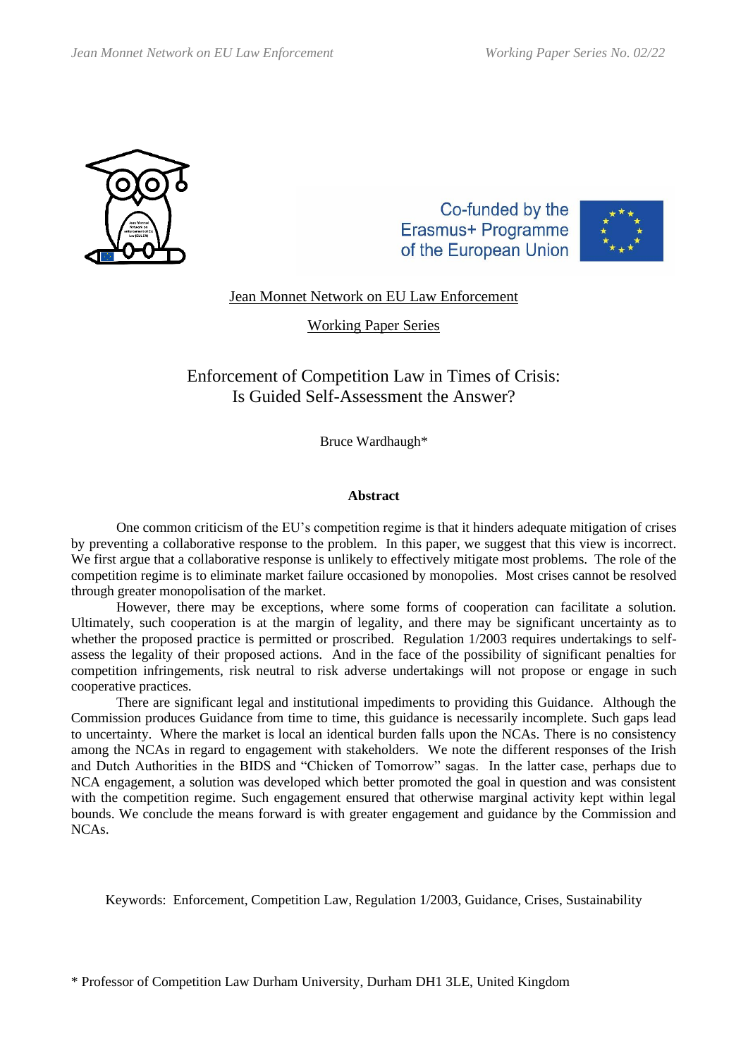Jean Monnet Network on EU Law Enforcement

Working Paper Series

# Enforcement of Competition Law in Times of Crisis: Is Guided Self-Assessment the Answer?

Bruce Wardhaugh*

**Abstract**

One common criticism of the EU's competition regime is that it hinders adequate mitigation of crises by preventing a collaborative response to the problem. In this paper, we suggest that this view is incorrect. We first argue that a collaborative response is unlikely to effectively mitigate most problems. The role of the competition regime is to eliminate market failure occasioned by monopolies. Most crises cannot be resolved through greater monopolisation of the market.

However, there may be exceptions, where some forms of cooperation can facilitate a solution. Ultimately, such cooperation is at the margin of legality, and there may be significant uncertainty as to whether the proposed practice is permitted or proscribed. Regulation 1/2003 requires undertakings to self-assess the legality of their proposed actions. And in the face of the possibility of significant penalties for competition infringements, risk neutral to risk adverse undertakings will not propose or engage in such cooperative practices.

There are significant legal and institutional impediments to providing this Guidance. Although the Commission produces Guidance from time to time, this guidance is necessarily incomplete. Such gaps lead to uncertainty. Where the market is local an identical burden falls upon the NCAs. There is no consistency among the NCAs in regard to engagement with stakeholders. We note the different responses of the Irish and Dutch Authorities in the BIDS and "Chicken of Tomorrow" sagas. In the latter case, perhaps due to NCA engagement, a solution was developed which better promoted the goal in question and was consistent with the competition regime. Such engagement ensured that otherwise marginal activity kept within legal bounds. We conclude the means forward is with greater engagement and guidance by the Commission and NCAs.

Keywords: Enforcement, Competition Law, Regulation 1/2003, Guidance, Crises, Sustainability

\* Professor of Competition Law Durham University, Durham DH1 3LE, United Kingdom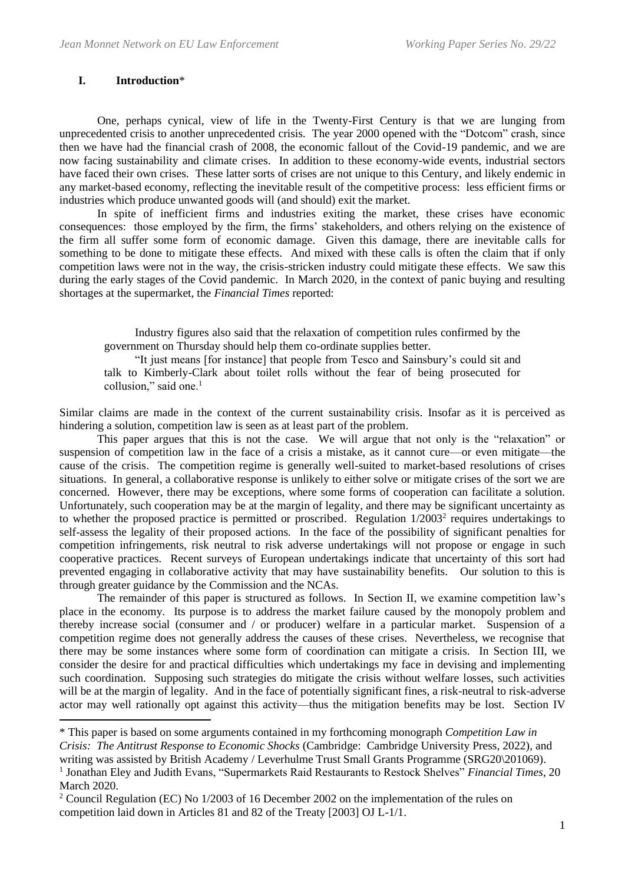## I. Introduction*

One, perhaps cynical, view of life in the Twenty-First Century is that we are lunging from unprecedented crisis to another unprecedented crisis. The year 2000 opened with the "Dotcom" crash, since then we have had the financial crash of 2008, the economic fallout of the Covid-19 pandemic, and we are now facing sustainability and climate crises. In addition to these economy-wide events, industrial sectors have faced their own crises. These latter sorts of crises are not unique to this Century, and likely endemic in any market-based economy, reflecting the inevitable result of the competitive process: less efficient firms or industries which produce unwanted goods will (and should) exit the market.

In spite of inefficient firms and industries exiting the market, these crises have economic consequences: those employed by the firm, the firms' stakeholders, and others relying on the existence of the firm all suffer some form of economic damage. Given this damage, there are inevitable calls for something to be done to mitigate these effects. And mixed with these calls is often the claim that if only competition laws were not in the way, the crisis-stricken industry could mitigate these effects. We saw this during the early stages of the Covid pandemic. In March 2020, in the context of panic buying and resulting shortages at the supermarket, the *Financial Times* reported:

> Industry figures also said that the relaxation of competition rules confirmed by the government on Thursday should help them co-ordinate supplies better.
>
> "It just means [for instance] that people from Tesco and Sainsbury's could sit and talk to Kimberly-Clark about toilet rolls without the fear of being prosecuted for collusion," said one.[1]

Similar claims are made in the context of the current sustainability crisis. Insofar as it is perceived as hindering a solution, competition law is seen as at least part of the problem.

This paper argues that this is not the case. We will argue that not only is the "relaxation" or suspension of competition law in the face of a crisis a mistake, as it cannot cure—or even mitigate—the cause of the crisis. The competition regime is generally well-suited to market-based resolutions of crises situations. In general, a collaborative response is unlikely to either solve or mitigate crises of the sort we are concerned. However, there may be exceptions, where some forms of cooperation can facilitate a solution. Unfortunately, such cooperation may be at the margin of legality, and there may be significant uncertainty as to whether the proposed practice is permitted or proscribed. Regulation 1/2003[2] requires undertakings to self-assess the legality of their proposed actions. In the face of the possibility of significant penalties for competition infringements, risk neutral to risk adverse undertakings will not propose or engage in such cooperative practices. Recent surveys of European undertakings indicate that uncertainty of this sort had prevented engaging in collaborative activity that may have sustainability benefits. Our solution to this is through greater guidance by the Commission and the NCAs.

The remainder of this paper is structured as follows. In Section II, we examine competition law's place in the economy. Its purpose is to address the market failure caused by the monopoly problem and thereby increase social (consumer and / or producer) welfare in a particular market. Suspension of a competition regime does not generally address the causes of these crises. Nevertheless, we recognise that there may be some instances where some form of coordination can mitigate a crisis. In Section III, we consider the desire for and practical difficulties which undertakings my face in devising and implementing such coordination. Supposing such strategies do mitigate the crisis without welfare losses, such activities will be at the margin of legality. And in the face of potentially significant fines, a risk-neutral to risk-adverse actor may well rationally opt against this activity—thus the mitigation benefits may be lost. Section IV

---

\* This paper is based on some arguments contained in my forthcoming monograph *Competition Law in Crisis: The Antitrust Response to Economic Shocks* (Cambridge: Cambridge University Press, 2022), and writing was assisted by British Academy / Leverhulme Trust Small Grants Programme (SRG20\201069).

[1] Jonathan Eley and Judith Evans, "Supermarkets Raid Restaurants to Restock Shelves" *Financial Times*, 20 March 2020.

[2] Council Regulation (EC) No 1/2003 of 16 December 2002 on the implementation of the rules on competition laid down in Articles 81 and 82 of the Treaty [2003] OJ L-1/1.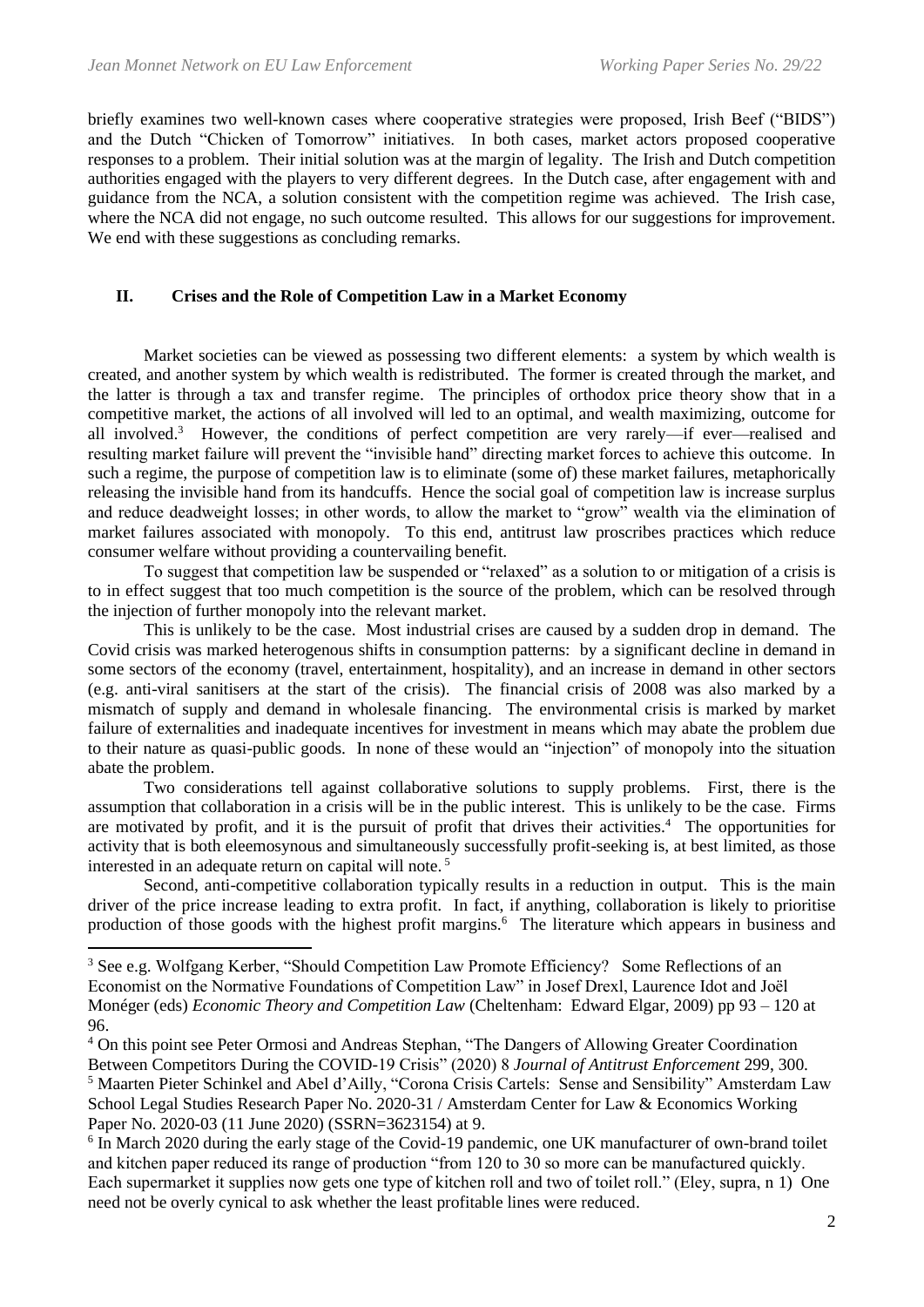briefly examines two well-known cases where cooperative strategies were proposed, Irish Beef ("BIDS") and the Dutch "Chicken of Tomorrow" initiatives. In both cases, market actors proposed cooperative responses to a problem. Their initial solution was at the margin of legality. The Irish and Dutch competition authorities engaged with the players to very different degrees. In the Dutch case, after engagement with and guidance from the NCA, a solution consistent with the competition regime was achieved. The Irish case, where the NCA did not engage, no such outcome resulted. This allows for our suggestions for improvement. We end with these suggestions as concluding remarks.

## II. Crises and the Role of Competition Law in a Market Economy

Market societies can be viewed as possessing two different elements: a system by which wealth is created, and another system by which wealth is redistributed. The former is created through the market, and the latter is through a tax and transfer regime. The principles of orthodox price theory show that in a competitive market, the actions of all involved will led to an optimal, and wealth maximizing, outcome for all involved.[3] However, the conditions of perfect competition are very rarely—if ever—realised and resulting market failure will prevent the "invisible hand" directing market forces to achieve this outcome. In such a regime, the purpose of competition law is to eliminate (some of) these market failures, metaphorically releasing the invisible hand from its handcuffs. Hence the social goal of competition law is increase surplus and reduce deadweight losses; in other words, to allow the market to "grow" wealth via the elimination of market failures associated with monopoly. To this end, antitrust law proscribes practices which reduce consumer welfare without providing a countervailing benefit.

To suggest that competition law be suspended or "relaxed" as a solution to or mitigation of a crisis is to in effect suggest that too much competition is the source of the problem, which can be resolved through the injection of further monopoly into the relevant market.

This is unlikely to be the case. Most industrial crises are caused by a sudden drop in demand. The Covid crisis was marked heterogenous shifts in consumption patterns: by a significant decline in demand in some sectors of the economy (travel, entertainment, hospitality), and an increase in demand in other sectors (e.g. anti-viral sanitisers at the start of the crisis). The financial crisis of 2008 was also marked by a mismatch of supply and demand in wholesale financing. The environmental crisis is marked by market failure of externalities and inadequate incentives for investment in means which may abate the problem due to their nature as quasi-public goods. In none of these would an "injection" of monopoly into the situation abate the problem.

Two considerations tell against collaborative solutions to supply problems. First, there is the assumption that collaboration in a crisis will be in the public interest. This is unlikely to be the case. Firms are motivated by profit, and it is the pursuit of profit that drives their activities.[4] The opportunities for activity that is both eleemosynous and simultaneously successfully profit-seeking is, at best limited, as those interested in an adequate return on capital will note.[5]

Second, anti-competitive collaboration typically results in a reduction in output. This is the main driver of the price increase leading to extra profit. In fact, if anything, collaboration is likely to prioritise production of those goods with the highest profit margins.[6] The literature which appears in business and

---

[3] See e.g. Wolfgang Kerber, "Should Competition Law Promote Efficiency? Some Reflections of an Economist on the Normative Foundations of Competition Law" in Josef Drexl, Laurence Idot and Joël Monéger (eds) *Economic Theory and Competition Law* (Cheltenham: Edward Elgar, 2009) pp 93 – 120 at 96.

[4] On this point see Peter Ormosi and Andreas Stephan, "The Dangers of Allowing Greater Coordination Between Competitors During the COVID-19 Crisis" (2020) 8 *Journal of Antitrust Enforcement* 299, 300.

[5] Maarten Pieter Schinkel and Abel d'Ailly, "Corona Crisis Cartels: Sense and Sensibility" Amsterdam Law School Legal Studies Research Paper No. 2020-31 / Amsterdam Center for Law & Economics Working Paper No. 2020-03 (11 June 2020) (SSRN=3623154) at 9.

[6] In March 2020 during the early stage of the Covid-19 pandemic, one UK manufacturer of own-brand toilet and kitchen paper reduced its range of production "from 120 to 30 so more can be manufactured quickly. Each supermarket it supplies now gets one type of kitchen roll and two of toilet roll." (Eley, supra, n 1) One need not be overly cynical to ask whether the least profitable lines were reduced.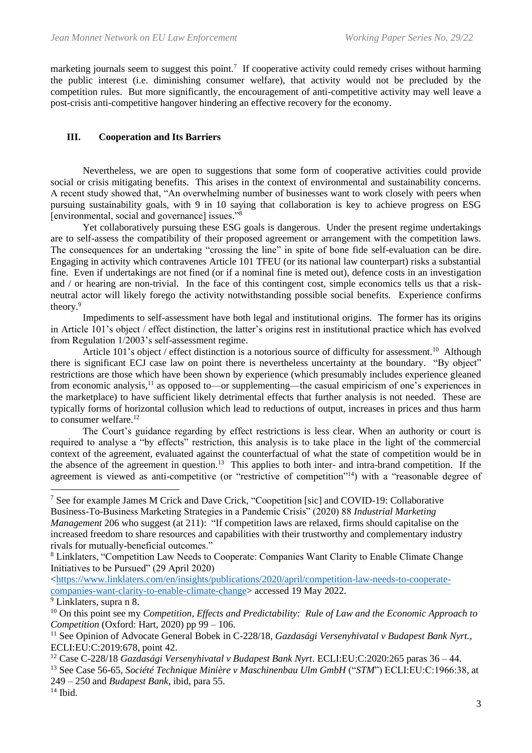marketing journals seem to suggest this point.[7] If cooperative activity could remedy crises without harming the public interest (i.e. diminishing consumer welfare), that activity would not be precluded by the competition rules. But more significantly, the encouragement of anti-competitive activity may well leave a post-crisis anti-competitive hangover hindering an effective recovery for the economy.

## III. Cooperation and Its Barriers

Nevertheless, we are open to suggestions that some form of cooperative activities could provide social or crisis mitigating benefits. This arises in the context of environmental and sustainability concerns. A recent study showed that, "An overwhelming number of businesses want to work closely with peers when pursuing sustainability goals, with 9 in 10 saying that collaboration is key to achieve progress on ESG [environmental, social and governance] issues."[8]

Yet collaboratively pursuing these ESG goals is dangerous. Under the present regime undertakings are to self-assess the compatibility of their proposed agreement or arrangement with the competition laws. The consequences for an undertaking "crossing the line" in spite of bone fide self-evaluation can be dire. Engaging in activity which contravenes Article 101 TFEU (or its national law counterpart) risks a substantial fine. Even if undertakings are not fined (or if a nominal fine is meted out), defence costs in an investigation and / or hearing are non-trivial. In the face of this contingent cost, simple economics tells us that a risk-neutral actor will likely forego the activity notwithstanding possible social benefits. Experience confirms theory.[9]

Impediments to self-assessment have both legal and institutional origins. The former has its origins in Article 101's object / effect distinction, the latter's origins rest in institutional practice which has evolved from Regulation 1/2003's self-assessment regime.

Article 101's object / effect distinction is a notorious source of difficulty for assessment.[10] Although there is significant ECJ case law on point there is nevertheless uncertainty at the boundary. "By object" restrictions are those which have been shown by experience (which presumably includes experience gleaned from economic analysis,[11] as opposed to—or supplementing—the casual empiricism of one's experiences in the marketplace) to have sufficient likely detrimental effects that further analysis is not needed. These are typically forms of horizontal collusion which lead to reductions of output, increases in prices and thus harm to consumer welfare.[12]

The Court's guidance regarding by effect restrictions is less clear. When an authority or court is required to analyse a "by effects" restriction, this analysis is to take place in the light of the commercial context of the agreement, evaluated against the counterfactual of what the state of competition would be in the absence of the agreement in question.[13] This applies to both inter- and intra-brand competition. If the agreement is viewed as anti-competitive (or "restrictive of competition"[14]) with a "reasonable degree of

---

[7] See for example James M Crick and Dave Crick, "Coopetition [sic] and COVID-19: Collaborative Business-To-Business Marketing Strategies in a Pandemic Crisis" (2020) 88 *Industrial Marketing Management* 206 who suggest (at 211): "If competition laws are relaxed, firms should capitalise on the increased freedom to share resources and capabilities with their trustworthy and complementary industry rivals for mutually-beneficial outcomes."

[8] Linklaters, "Competition Law Needs to Cooperate: Companies Want Clarity to Enable Climate Change Initiatives to be Pursued" (29 April 2020) <https://www.linklaters.com/en/insights/publications/2020/april/competition-law-needs-to-cooperate-companies-want-clarity-to-enable-climate-change> accessed 19 May 2022.

[9] Linklaters, supra n 8.

[10] On this point see my *Competition, Effects and Predictability: Rule of Law and the Economic Approach to Competition* (Oxford: Hart, 2020) pp 99 – 106.

[11] See Opinion of Advocate General Bobek in C-228/18, *Gazdasági Versenyhivatal v Budapest Bank Nyrt.*, ECLI:EU:C:2019:678, point 42.

[12] Case C-228/18 *Gazdasági Versenyhivatal v Budapest Bank Nyrt*. ECLI:EU:C:2020:265 paras 36 – 44.

[13] See Case 56-65, *Société Technique Minière v Maschinenbau Ulm GmbH* ("*STM*") ECLI:EU:C:1966:38, at 249 – 250 and *Budapest Bank*, ibid, para 55.

[14] Ibid.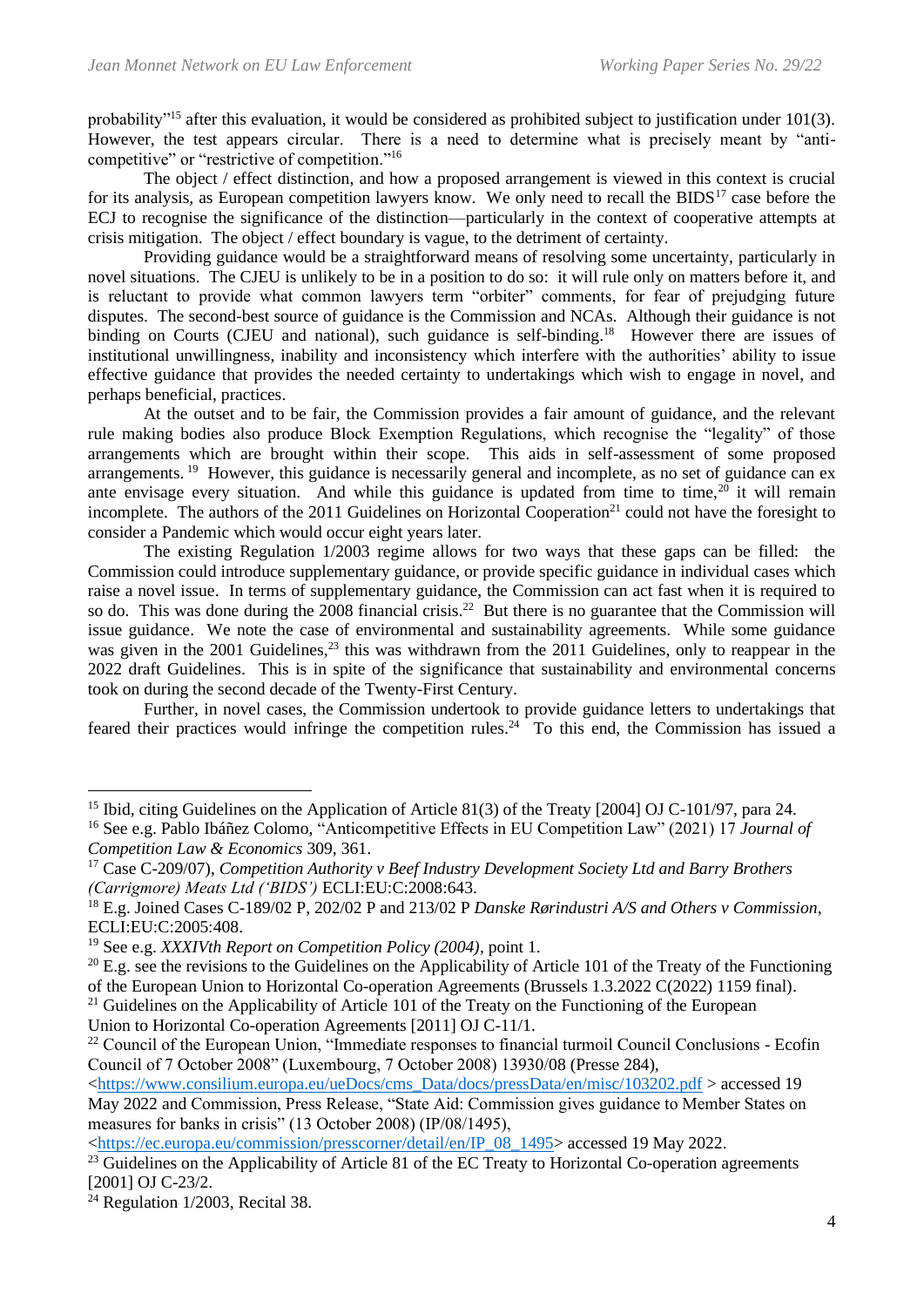probability"[15] after this evaluation, it would be considered as prohibited subject to justification under 101(3). However, the test appears circular. There is a need to determine what is precisely meant by "anti-competitive" or "restrictive of competition."[16]

The object / effect distinction, and how a proposed arrangement is viewed in this context is crucial for its analysis, as European competition lawyers know. We only need to recall the BIDS[17] case before the ECJ to recognise the significance of the distinction—particularly in the context of cooperative attempts at crisis mitigation. The object / effect boundary is vague, to the detriment of certainty.

Providing guidance would be a straightforward means of resolving some uncertainty, particularly in novel situations. The CJEU is unlikely to be in a position to do so: it will rule only on matters before it, and is reluctant to provide what common lawyers term "orbiter" comments, for fear of prejudging future disputes. The second-best source of guidance is the Commission and NCAs. Although their guidance is not binding on Courts (CJEU and national), such guidance is self-binding.[18] However there are issues of institutional unwillingness, inability and inconsistency which interfere with the authorities' ability to issue effective guidance that provides the needed certainty to undertakings which wish to engage in novel, and perhaps beneficial, practices.

At the outset and to be fair, the Commission provides a fair amount of guidance, and the relevant rule making bodies also produce Block Exemption Regulations, which recognise the "legality" of those arrangements which are brought within their scope. This aids in self-assessment of some proposed arrangements.[19] However, this guidance is necessarily general and incomplete, as no set of guidance can ex ante envisage every situation. And while this guidance is updated from time to time,[20] it will remain incomplete. The authors of the 2011 Guidelines on Horizontal Cooperation[21] could not have the foresight to consider a Pandemic which would occur eight years later.

The existing Regulation 1/2003 regime allows for two ways that these gaps can be filled: the Commission could introduce supplementary guidance, or provide specific guidance in individual cases which raise a novel issue. In terms of supplementary guidance, the Commission can act fast when it is required to so do. This was done during the 2008 financial crisis.[22] But there is no guarantee that the Commission will issue guidance. We note the case of environmental and sustainability agreements. While some guidance was given in the 2001 Guidelines,[23] this was withdrawn from the 2011 Guidelines, only to reappear in the 2022 draft Guidelines. This is in spite of the significance that sustainability and environmental concerns took on during the second decade of the Twenty-First Century.

Further, in novel cases, the Commission undertook to provide guidance letters to undertakings that feared their practices would infringe the competition rules.[24] To this end, the Commission has issued a

---

[15] Ibid, citing Guidelines on the Application of Article 81(3) of the Treaty [2004] OJ C-101/97, para 24.

[16] See e.g. Pablo Ibáñez Colomo, "Anticompetitive Effects in EU Competition Law" (2021) 17 *Journal of Competition Law & Economics* 309, 361.

[17] Case C-209/07), *Competition Authority v Beef Industry Development Society Ltd and Barry Brothers (Carrigmore) Meats Ltd ('BIDS')* ECLI:EU:C:2008:643.

[18] E.g. Joined Cases C-189/02 P, 202/02 P and 213/02 P *Danske Rørindustri A/S and Others v Commission*, ECLI:EU:C:2005:408.

[19] See e.g. *XXXIVth Report on Competition Policy (2004)*, point 1.

[20] E.g. see the revisions to the Guidelines on the Applicability of Article 101 of the Treaty of the Functioning of the European Union to Horizontal Co-operation Agreements (Brussels 1.3.2022 C(2022) 1159 final).

[21] Guidelines on the Applicability of Article 101 of the Treaty on the Functioning of the European Union to Horizontal Co-operation Agreements [2011] OJ C-11/1.

[22] Council of the European Union, "Immediate responses to financial turmoil Council Conclusions - Ecofin Council of 7 October 2008" (Luxembourg, 7 October 2008) 13930/08 (Presse 284), <https://www.consilium.europa.eu/ueDocs/cms_Data/docs/pressData/en/misc/103202.pdf > accessed 19 May 2022 and Commission, Press Release, "State Aid: Commission gives guidance to Member States on measures for banks in crisis" (13 October 2008) (IP/08/1495), <https://ec.europa.eu/commission/presscorner/detail/en/IP_08_1495> accessed 19 May 2022.

[23] Guidelines on the Applicability of Article 81 of the EC Treaty to Horizontal Co-operation agreements [2001] OJ C-23/2.

[24] Regulation 1/2003, Recital 38.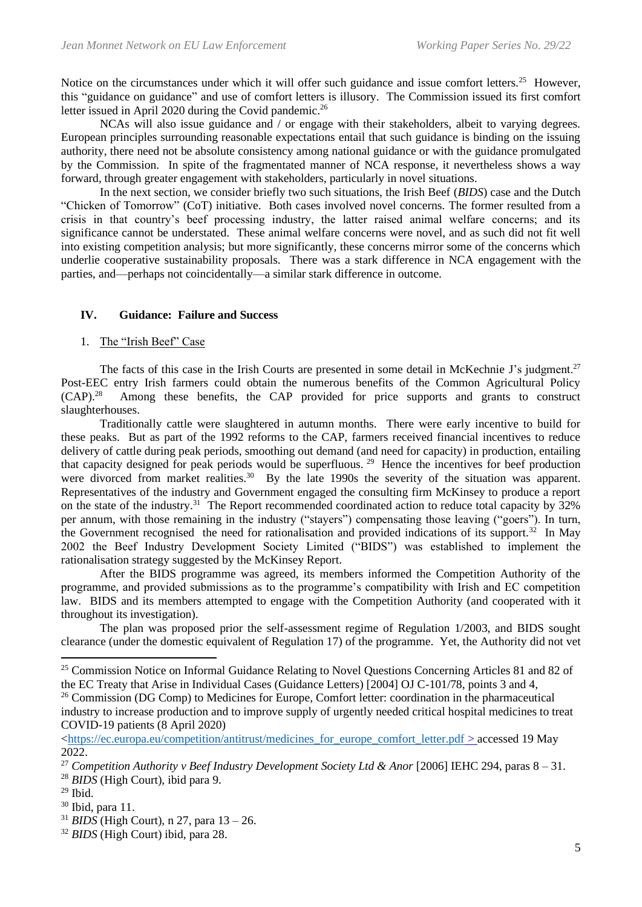Notice on the circumstances under which it will offer such guidance and issue comfort letters.[25] However, this "guidance on guidance" and use of comfort letters is illusory. The Commission issued its first comfort letter issued in April 2020 during the Covid pandemic.[26]

NCAs will also issue guidance and / or engage with their stakeholders, albeit to varying degrees. European principles surrounding reasonable expectations entail that such guidance is binding on the issuing authority, there need not be absolute consistency among national guidance or with the guidance promulgated by the Commission. In spite of the fragmentated manner of NCA response, it nevertheless shows a way forward, through greater engagement with stakeholders, particularly in novel situations.

In the next section, we consider briefly two such situations, the Irish Beef (*BIDS*) case and the Dutch "Chicken of Tomorrow" (CoT) initiative. Both cases involved novel concerns. The former resulted from a crisis in that country's beef processing industry, the latter raised animal welfare concerns; and its significance cannot be understated. These animal welfare concerns were novel, and as such did not fit well into existing competition analysis; but more significantly, these concerns mirror some of the concerns which underlie cooperative sustainability proposals. There was a stark difference in NCA engagement with the parties, and—perhaps not coincidentally—a similar stark difference in outcome.

## IV. Guidance: Failure and Success

### 1. The "Irish Beef" Case

The facts of this case in the Irish Courts are presented in some detail in McKechnie J's judgment.[27] Post-EEC entry Irish farmers could obtain the numerous benefits of the Common Agricultural Policy (CAP).[28] Among these benefits, the CAP provided for price supports and grants to construct slaughterhouses.

Traditionally cattle were slaughtered in autumn months. There were early incentive to build for these peaks. But as part of the 1992 reforms to the CAP, farmers received financial incentives to reduce delivery of cattle during peak periods, smoothing out demand (and need for capacity) in production, entailing that capacity designed for peak periods would be superfluous.[29] Hence the incentives for beef production were divorced from market realities.[30] By the late 1990s the severity of the situation was apparent. Representatives of the industry and Government engaged the consulting firm McKinsey to produce a report on the state of the industry.[31] The Report recommended coordinated action to reduce total capacity by 32% per annum, with those remaining in the industry ("stayers") compensating those leaving ("goers"). In turn, the Government recognised the need for rationalisation and provided indications of its support.[32] In May 2002 the Beef Industry Development Society Limited ("BIDS") was established to implement the rationalisation strategy suggested by the McKinsey Report.

After the BIDS programme was agreed, its members informed the Competition Authority of the programme, and provided submissions as to the programme's compatibility with Irish and EC competition law. BIDS and its members attempted to engage with the Competition Authority (and cooperated with it throughout its investigation).

The plan was proposed prior the self-assessment regime of Regulation 1/2003, and BIDS sought clearance (under the domestic equivalent of Regulation 17) of the programme. Yet, the Authority did not vet

---

[25] Commission Notice on Informal Guidance Relating to Novel Questions Concerning Articles 81 and 82 of the EC Treaty that Arise in Individual Cases (Guidance Letters) [2004] OJ C-101/78, points 3 and 4,

[26] Commission (DG Comp) to Medicines for Europe, Comfort letter: coordination in the pharmaceutical industry to increase production and to improve supply of urgently needed critical hospital medicines to treat COVID-19 patients (8 April 2020) <https://ec.europa.eu/competition/antitrust/medicines_for_europe_comfort_letter.pdf > accessed 19 May 2022.

[27] *Competition Authority v Beef Industry Development Society Ltd & Anor* [2006] IEHC 294, paras 8 – 31.

[28] *BIDS* (High Court), ibid para 9.

[29] Ibid.

[30] Ibid, para 11.

[31] *BIDS* (High Court), n 27, para 13 – 26.

[32] *BIDS* (High Court) ibid, para 28.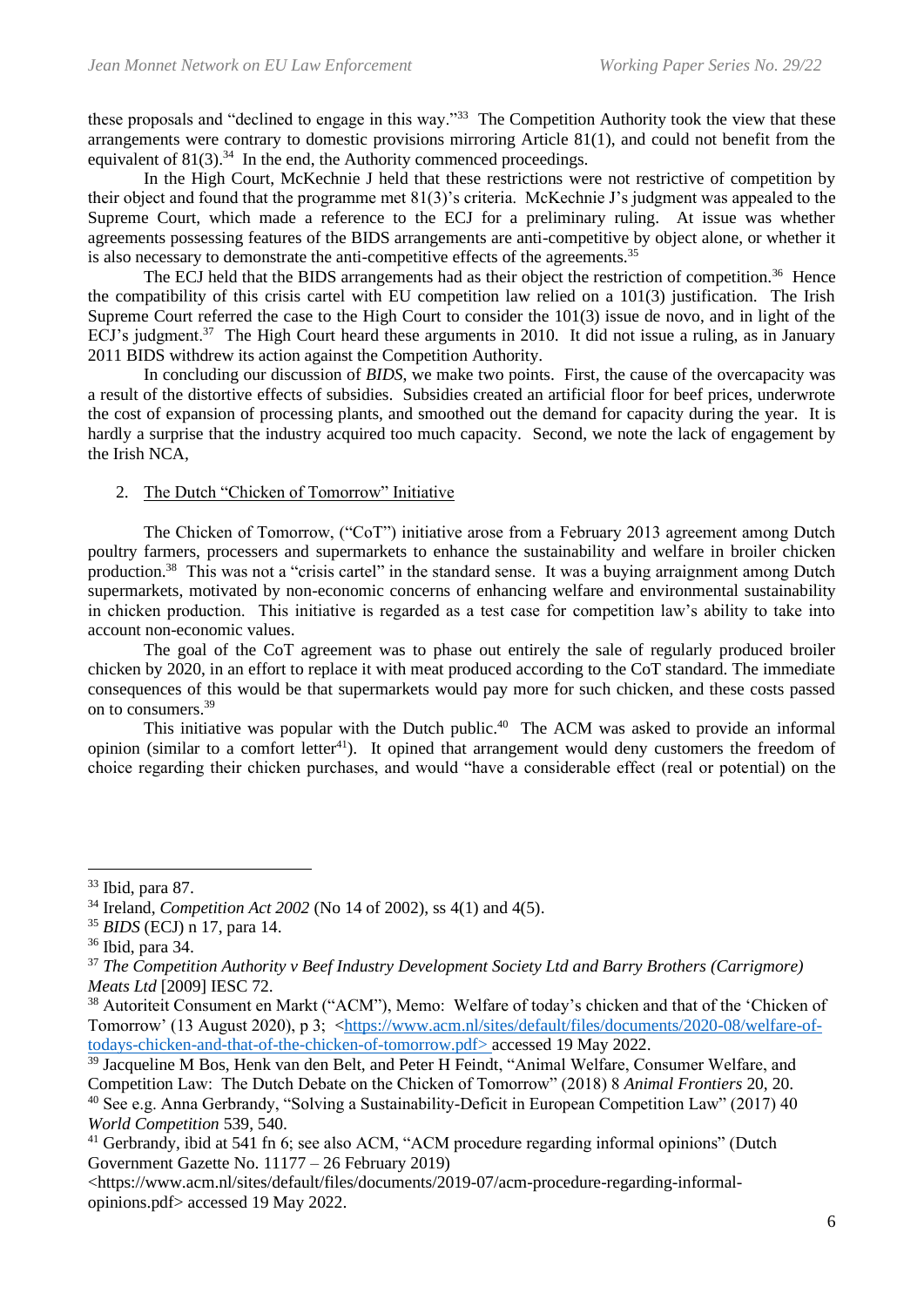these proposals and "declined to engage in this way."[33] The Competition Authority took the view that these arrangements were contrary to domestic provisions mirroring Article 81(1), and could not benefit from the equivalent of 81(3).[34] In the end, the Authority commenced proceedings.

In the High Court, McKechnie J held that these restrictions were not restrictive of competition by their object and found that the programme met 81(3)'s criteria. McKechnie J's judgment was appealed to the Supreme Court, which made a reference to the ECJ for a preliminary ruling. At issue was whether agreements possessing features of the BIDS arrangements are anti-competitive by object alone, or whether it is also necessary to demonstrate the anti-competitive effects of the agreements.[35]

The ECJ held that the BIDS arrangements had as their object the restriction of competition.[36] Hence the compatibility of this crisis cartel with EU competition law relied on a 101(3) justification. The Irish Supreme Court referred the case to the High Court to consider the 101(3) issue de novo, and in light of the ECJ's judgment.[37] The High Court heard these arguments in 2010. It did not issue a ruling, as in January 2011 BIDS withdrew its action against the Competition Authority.

In concluding our discussion of *BIDS*, we make two points. First, the cause of the overcapacity was a result of the distortive effects of subsidies. Subsidies created an artificial floor for beef prices, underwrote the cost of expansion of processing plants, and smoothed out the demand for capacity during the year. It is hardly a surprise that the industry acquired too much capacity. Second, we note the lack of engagement by the Irish NCA,

2. The Dutch "Chicken of Tomorrow" Initiative

The Chicken of Tomorrow, ("CoT") initiative arose from a February 2013 agreement among Dutch poultry farmers, processers and supermarkets to enhance the sustainability and welfare in broiler chicken production.[38] This was not a "crisis cartel" in the standard sense. It was a buying arraignment among Dutch supermarkets, motivated by non-economic concerns of enhancing welfare and environmental sustainability in chicken production. This initiative is regarded as a test case for competition law's ability to take into account non-economic values.

The goal of the CoT agreement was to phase out entirely the sale of regularly produced broiler chicken by 2020, in an effort to replace it with meat produced according to the CoT standard. The immediate consequences of this would be that supermarkets would pay more for such chicken, and these costs passed on to consumers.[39]

This initiative was popular with the Dutch public.[40] The ACM was asked to provide an informal opinion (similar to a comfort letter[41]). It opined that arrangement would deny customers the freedom of choice regarding their chicken purchases, and would "have a considerable effect (real or potential) on the

---

[33] Ibid, para 87.

[34] Ireland, *Competition Act 2002* (No 14 of 2002), ss 4(1) and 4(5).

[35] *BIDS* (ECJ) n 17, para 14.

[36] Ibid, para 34.

[37] *The Competition Authority v Beef Industry Development Society Ltd and Barry Brothers (Carrigmore) Meats Ltd* [2009] IESC 72.

[38] Autoriteit Consument en Markt ("ACM"), Memo: Welfare of today's chicken and that of the 'Chicken of Tomorrow' (13 August 2020), p 3; <https://www.acm.nl/sites/default/files/documents/2020-08/welfare-of-todays-chicken-and-that-of-the-chicken-of-tomorrow.pdf> accessed 19 May 2022.

[39] Jacqueline M Bos, Henk van den Belt, and Peter H Feindt, "Animal Welfare, Consumer Welfare, and Competition Law: The Dutch Debate on the Chicken of Tomorrow" (2018) 8 *Animal Frontiers* 20, 20.

[40] See e.g. Anna Gerbrandy, "Solving a Sustainability-Deficit in European Competition Law" (2017) 40 *World Competition* 539, 540.

[41] Gerbrandy, ibid at 541 fn 6; see also ACM, "ACM procedure regarding informal opinions" (Dutch Government Gazette No. 11177 – 26 February 2019) <https://www.acm.nl/sites/default/files/documents/2019-07/acm-procedure-regarding-informal-opinions.pdf> accessed 19 May 2022.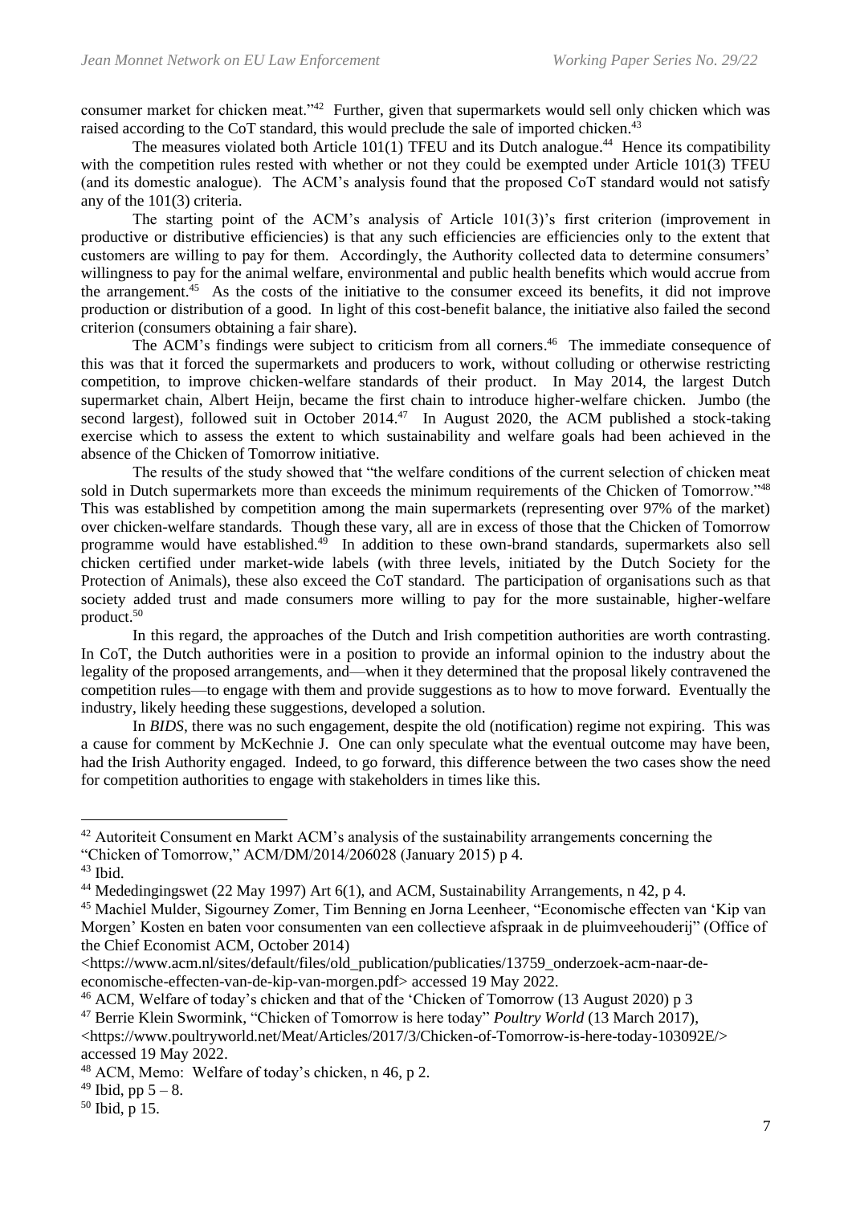consumer market for chicken meat."[42] Further, given that supermarkets would sell only chicken which was raised according to the CoT standard, this would preclude the sale of imported chicken.[43]

The measures violated both Article 101(1) TFEU and its Dutch analogue.[44] Hence its compatibility with the competition rules rested with whether or not they could be exempted under Article 101(3) TFEU (and its domestic analogue). The ACM's analysis found that the proposed CoT standard would not satisfy any of the 101(3) criteria.

The starting point of the ACM's analysis of Article 101(3)'s first criterion (improvement in productive or distributive efficiencies) is that any such efficiencies are efficiencies only to the extent that customers are willing to pay for them. Accordingly, the Authority collected data to determine consumers' willingness to pay for the animal welfare, environmental and public health benefits which would accrue from the arrangement.[45] As the costs of the initiative to the consumer exceed its benefits, it did not improve production or distribution of a good. In light of this cost-benefit balance, the initiative also failed the second criterion (consumers obtaining a fair share).

The ACM's findings were subject to criticism from all corners.[46] The immediate consequence of this was that it forced the supermarkets and producers to work, without colluding or otherwise restricting competition, to improve chicken-welfare standards of their product. In May 2014, the largest Dutch supermarket chain, Albert Heijn, became the first chain to introduce higher-welfare chicken. Jumbo (the second largest), followed suit in October 2014.[47] In August 2020, the ACM published a stock-taking exercise which to assess the extent to which sustainability and welfare goals had been achieved in the absence of the Chicken of Tomorrow initiative.

The results of the study showed that "the welfare conditions of the current selection of chicken meat sold in Dutch supermarkets more than exceeds the minimum requirements of the Chicken of Tomorrow."[48] This was established by competition among the main supermarkets (representing over 97% of the market) over chicken-welfare standards. Though these vary, all are in excess of those that the Chicken of Tomorrow programme would have established.[49] In addition to these own-brand standards, supermarkets also sell chicken certified under market-wide labels (with three levels, initiated by the Dutch Society for the Protection of Animals), these also exceed the CoT standard. The participation of organisations such as that society added trust and made consumers more willing to pay for the more sustainable, higher-welfare product.[50]

In this regard, the approaches of the Dutch and Irish competition authorities are worth contrasting. In CoT, the Dutch authorities were in a position to provide an informal opinion to the industry about the legality of the proposed arrangements, and—when it they determined that the proposal likely contravened the competition rules—to engage with them and provide suggestions as to how to move forward. Eventually the industry, likely heeding these suggestions, developed a solution.

In *BIDS*, there was no such engagement, despite the old (notification) regime not expiring. This was a cause for comment by McKechnie J. One can only speculate what the eventual outcome may have been, had the Irish Authority engaged. Indeed, to go forward, this difference between the two cases show the need for competition authorities to engage with stakeholders in times like this.

---

[42] Autoriteit Consument en Markt ACM's analysis of the sustainability arrangements concerning the "Chicken of Tomorrow," ACM/DM/2014/206028 (January 2015) p 4.

[43] Ibid.

[44] Mededingingswet (22 May 1997) Art 6(1), and ACM, Sustainability Arrangements, n 42, p 4.

[45] Machiel Mulder, Sigourney Zomer, Tim Benning en Jorna Leenheer, "Economische effecten van 'Kip van Morgen' Kosten en baten voor consumenten van een collectieve afspraak in de pluimveehouderij" (Office of the Chief Economist ACM, October 2014) <https://www.acm.nl/sites/default/files/old_publication/publicaties/13759_onderzoek-acm-naar-de-economische-effecten-van-de-kip-van-morgen.pdf> accessed 19 May 2022.

[46] ACM, Welfare of today's chicken and that of the 'Chicken of Tomorrow (13 August 2020) p 3

[47] Berrie Klein Swormink, "Chicken of Tomorrow is here today" *Poultry World* (13 March 2017), <https://www.poultryworld.net/Meat/Articles/2017/3/Chicken-of-Tomorrow-is-here-today-103092E/> accessed 19 May 2022.

[48] ACM, Memo: Welfare of today's chicken, n 46, p 2.

[49] Ibid, pp 5 – 8.

[50] Ibid, p 15.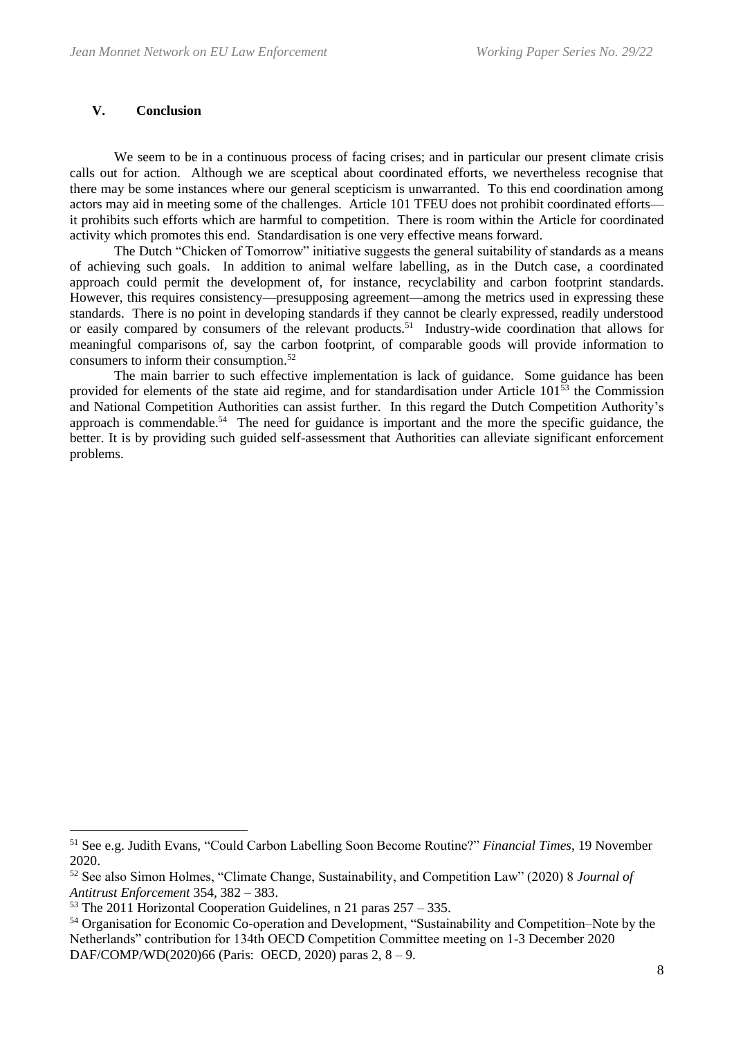## V. Conclusion

We seem to be in a continuous process of facing crises; and in particular our present climate crisis calls out for action. Although we are sceptical about coordinated efforts, we nevertheless recognise that there may be some instances where our general scepticism is unwarranted. To this end coordination among actors may aid in meeting some of the challenges. Article 101 TFEU does not prohibit coordinated efforts—it prohibits such efforts which are harmful to competition. There is room within the Article for coordinated activity which promotes this end. Standardisation is one very effective means forward.

The Dutch "Chicken of Tomorrow" initiative suggests the general suitability of standards as a means of achieving such goals. In addition to animal welfare labelling, as in the Dutch case, a coordinated approach could permit the development of, for instance, recyclability and carbon footprint standards. However, this requires consistency—presupposing agreement—among the metrics used in expressing these standards. There is no point in developing standards if they cannot be clearly expressed, readily understood or easily compared by consumers of the relevant products.[51] Industry-wide coordination that allows for meaningful comparisons of, say the carbon footprint, of comparable goods will provide information to consumers to inform their consumption.[52]

The main barrier to such effective implementation is lack of guidance. Some guidance has been provided for elements of the state aid regime, and for standardisation under Article 101[53] the Commission and National Competition Authorities can assist further. In this regard the Dutch Competition Authority's approach is commendable.[54] The need for guidance is important and the more the specific guidance, the better. It is by providing such guided self-assessment that Authorities can alleviate significant enforcement problems.

---

[51] See e.g. Judith Evans, "Could Carbon Labelling Soon Become Routine?" *Financial Times*, 19 November 2020.

[52] See also Simon Holmes, "Climate Change, Sustainability, and Competition Law" (2020) 8 *Journal of Antitrust Enforcement* 354, 382 – 383.

[53] The 2011 Horizontal Cooperation Guidelines, n 21 paras 257 – 335.

[54] Organisation for Economic Co-operation and Development, "Sustainability and Competition–Note by the Netherlands" contribution for 134th OECD Competition Committee meeting on 1-3 December 2020 DAF/COMP/WD(2020)66 (Paris: OECD, 2020) paras 2, 8 – 9.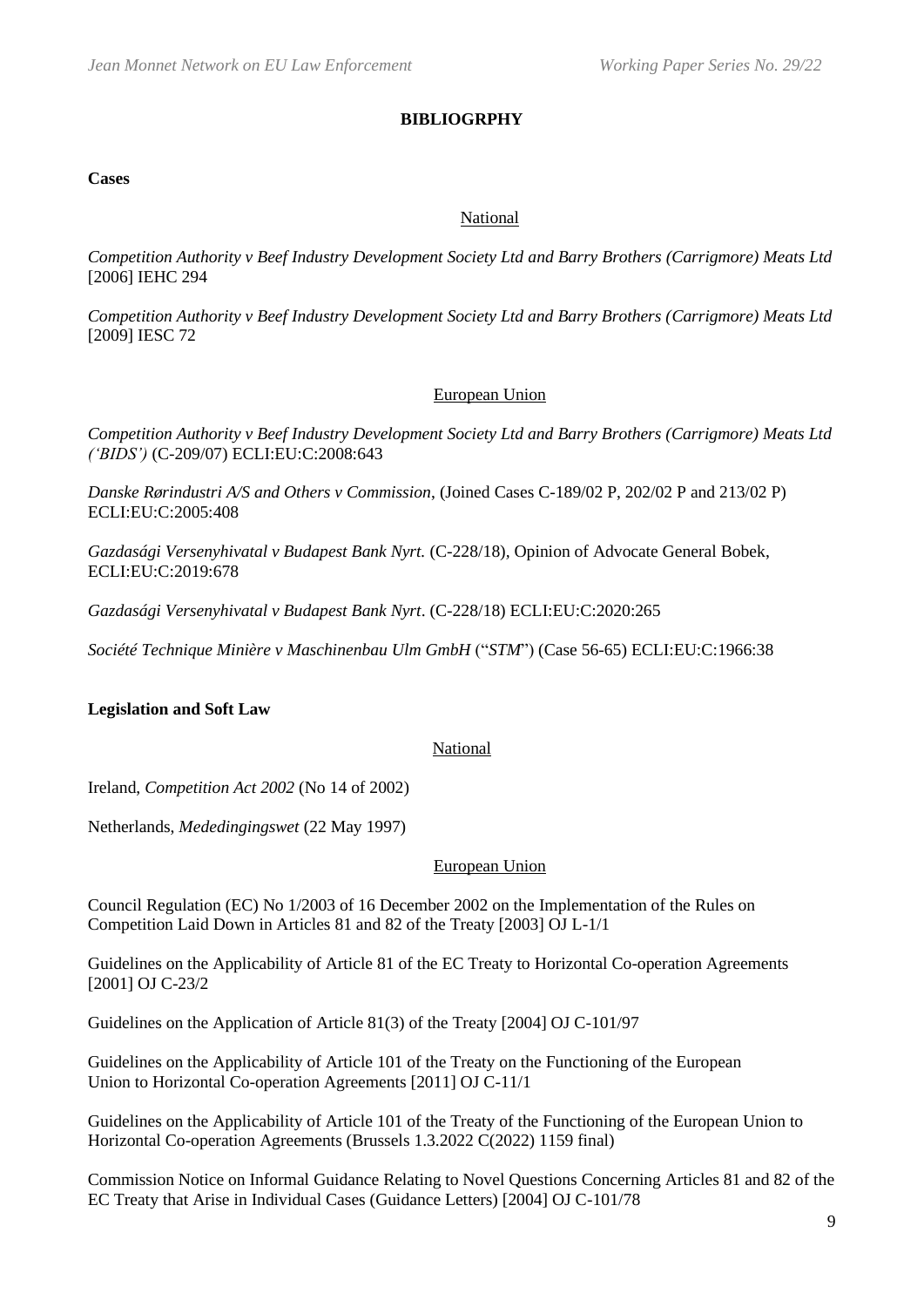# BIBLIOGRPHY

**Cases**

National

*Competition Authority v Beef Industry Development Society Ltd and Barry Brothers (Carrigmore) Meats Ltd* [2006] IEHC 294

*Competition Authority v Beef Industry Development Society Ltd and Barry Brothers (Carrigmore) Meats Ltd* [2009] IESC 72

European Union

*Competition Authority v Beef Industry Development Society Ltd and Barry Brothers (Carrigmore) Meats Ltd ('BIDS')* (C-209/07) ECLI:EU:C:2008:643

*Danske Rørindustri A/S and Others v Commission*, (Joined Cases C-189/02 P, 202/02 P and 213/02 P) ECLI:EU:C:2005:408

*Gazdasági Versenyhivatal v Budapest Bank Nyrt.* (C-228/18), Opinion of Advocate General Bobek, ECLI:EU:C:2019:678

*Gazdasági Versenyhivatal v Budapest Bank Nyrt*. (C-228/18) ECLI:EU:C:2020:265

*Société Technique Minière v Maschinenbau Ulm GmbH* ("*STM*") (Case 56-65) ECLI:EU:C:1966:38

**Legislation and Soft Law**

National

Ireland, *Competition Act 2002* (No 14 of 2002)

Netherlands, *Mededingingswet* (22 May 1997)

European Union

Council Regulation (EC) No 1/2003 of 16 December 2002 on the Implementation of the Rules on Competition Laid Down in Articles 81 and 82 of the Treaty [2003] OJ L-1/1

Guidelines on the Applicability of Article 81 of the EC Treaty to Horizontal Co-operation Agreements [2001] OJ C-23/2

Guidelines on the Application of Article 81(3) of the Treaty [2004] OJ C-101/97

Guidelines on the Applicability of Article 101 of the Treaty on the Functioning of the European Union to Horizontal Co-operation Agreements [2011] OJ C-11/1

Guidelines on the Applicability of Article 101 of the Treaty of the Functioning of the European Union to Horizontal Co-operation Agreements (Brussels 1.3.2022 C(2022) 1159 final)

Commission Notice on Informal Guidance Relating to Novel Questions Concerning Articles 81 and 82 of the EC Treaty that Arise in Individual Cases (Guidance Letters) [2004] OJ C-101/78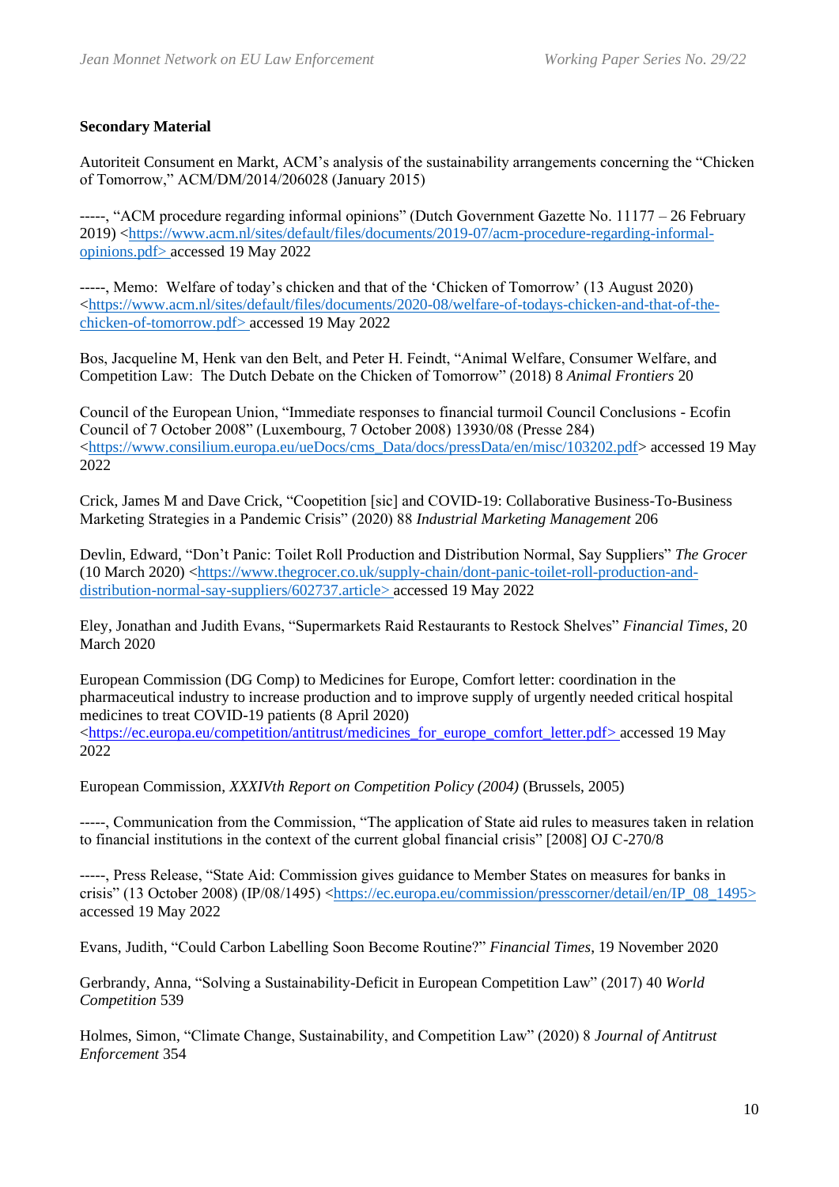**Secondary Material**

Autoriteit Consument en Markt, ACM's analysis of the sustainability arrangements concerning the "Chicken of Tomorrow," ACM/DM/2014/206028 (January 2015)

-----, "ACM procedure regarding informal opinions" (Dutch Government Gazette No. 11177 – 26 February 2019) <https://www.acm.nl/sites/default/files/documents/2019-07/acm-procedure-regarding-informal-opinions.pdf> accessed 19 May 2022

-----, Memo: Welfare of today's chicken and that of the 'Chicken of Tomorrow' (13 August 2020) <https://www.acm.nl/sites/default/files/documents/2020-08/welfare-of-todays-chicken-and-that-of-the-chicken-of-tomorrow.pdf> accessed 19 May 2022

Bos, Jacqueline M, Henk van den Belt, and Peter H. Feindt, "Animal Welfare, Consumer Welfare, and Competition Law: The Dutch Debate on the Chicken of Tomorrow" (2018) 8 *Animal Frontiers* 20

Council of the European Union, "Immediate responses to financial turmoil Council Conclusions - Ecofin Council of 7 October 2008" (Luxembourg, 7 October 2008) 13930/08 (Presse 284) <https://www.consilium.europa.eu/ueDocs/cms_Data/docs/pressData/en/misc/103202.pdf> accessed 19 May 2022

Crick, James M and Dave Crick, "Coopetition [sic] and COVID-19: Collaborative Business-To-Business Marketing Strategies in a Pandemic Crisis" (2020) 88 *Industrial Marketing Management* 206

Devlin, Edward, "Don't Panic: Toilet Roll Production and Distribution Normal, Say Suppliers" *The Grocer* (10 March 2020) <https://www.thegrocer.co.uk/supply-chain/dont-panic-toilet-roll-production-and-distribution-normal-say-suppliers/602737.article> accessed 19 May 2022

Eley, Jonathan and Judith Evans, "Supermarkets Raid Restaurants to Restock Shelves" *Financial Times*, 20 March 2020

European Commission (DG Comp) to Medicines for Europe, Comfort letter: coordination in the pharmaceutical industry to increase production and to improve supply of urgently needed critical hospital medicines to treat COVID-19 patients (8 April 2020) <https://ec.europa.eu/competition/antitrust/medicines_for_europe_comfort_letter.pdf> accessed 19 May 2022

European Commission, *XXXIVth Report on Competition Policy (2004)* (Brussels, 2005)

-----, Communication from the Commission, "The application of State aid rules to measures taken in relation to financial institutions in the context of the current global financial crisis" [2008] OJ C-270/8

-----, Press Release, "State Aid: Commission gives guidance to Member States on measures for banks in crisis" (13 October 2008) (IP/08/1495) <https://ec.europa.eu/commission/presscorner/detail/en/IP_08_1495> accessed 19 May 2022

Evans, Judith, "Could Carbon Labelling Soon Become Routine?" *Financial Times*, 19 November 2020

Gerbrandy, Anna, "Solving a Sustainability-Deficit in European Competition Law" (2017) 40 *World Competition* 539

Holmes, Simon, "Climate Change, Sustainability, and Competition Law" (2020) 8 *Journal of Antitrust Enforcement* 354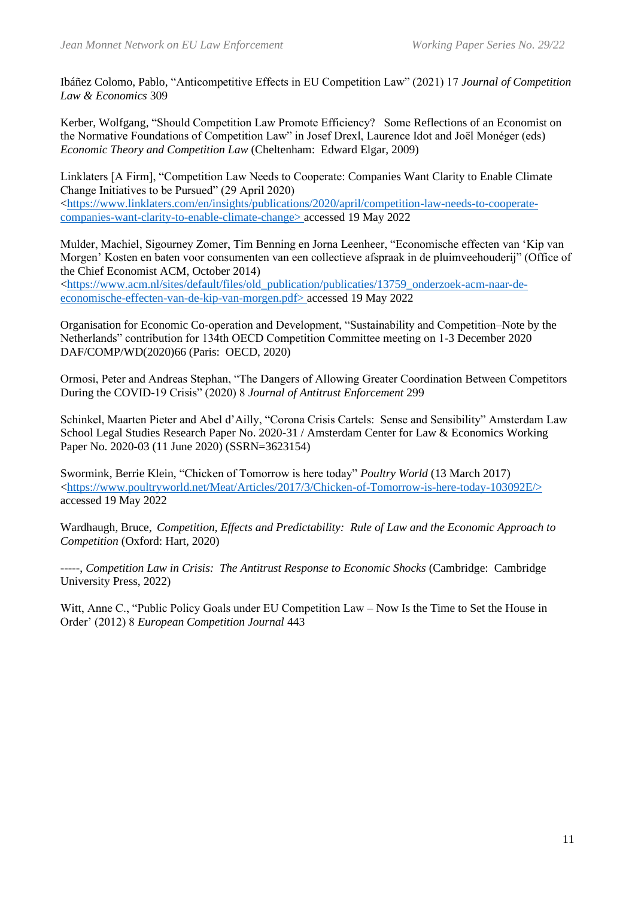Ibáñez Colomo, Pablo, "Anticompetitive Effects in EU Competition Law" (2021) 17 *Journal of Competition Law & Economics* 309

Kerber, Wolfgang, "Should Competition Law Promote Efficiency? Some Reflections of an Economist on the Normative Foundations of Competition Law" in Josef Drexl, Laurence Idot and Joël Monéger (eds) *Economic Theory and Competition Law* (Cheltenham: Edward Elgar, 2009)

Linklaters [A Firm], "Competition Law Needs to Cooperate: Companies Want Clarity to Enable Climate Change Initiatives to be Pursued" (29 April 2020) <https://www.linklaters.com/en/insights/publications/2020/april/competition-law-needs-to-cooperate-companies-want-clarity-to-enable-climate-change> accessed 19 May 2022

Mulder, Machiel, Sigourney Zomer, Tim Benning en Jorna Leenheer, "Economische effecten van 'Kip van Morgen' Kosten en baten voor consumenten van een collectieve afspraak in de pluimveehouderij" (Office of the Chief Economist ACM, October 2014) <https://www.acm.nl/sites/default/files/old_publication/publicaties/13759_onderzoek-acm-naar-de-economische-effecten-van-de-kip-van-morgen.pdf> accessed 19 May 2022

Organisation for Economic Co-operation and Development, "Sustainability and Competition–Note by the Netherlands" contribution for 134th OECD Competition Committee meeting on 1-3 December 2020 DAF/COMP/WD(2020)66 (Paris: OECD, 2020)

Ormosi, Peter and Andreas Stephan, "The Dangers of Allowing Greater Coordination Between Competitors During the COVID-19 Crisis" (2020) 8 *Journal of Antitrust Enforcement* 299

Schinkel, Maarten Pieter and Abel d'Ailly, "Corona Crisis Cartels: Sense and Sensibility" Amsterdam Law School Legal Studies Research Paper No. 2020-31 / Amsterdam Center for Law & Economics Working Paper No. 2020-03 (11 June 2020) (SSRN=3623154)

Swormink, Berrie Klein, "Chicken of Tomorrow is here today" *Poultry World* (13 March 2017) <https://www.poultryworld.net/Meat/Articles/2017/3/Chicken-of-Tomorrow-is-here-today-103092E/> accessed 19 May 2022

Wardhaugh, Bruce, *Competition, Effects and Predictability: Rule of Law and the Economic Approach to Competition* (Oxford: Hart, 2020)

-----, *Competition Law in Crisis: The Antitrust Response to Economic Shocks* (Cambridge: Cambridge University Press, 2022)

Witt, Anne C., "Public Policy Goals under EU Competition Law – Now Is the Time to Set the House in Order' (2012) 8 *European Competition Journal* 443